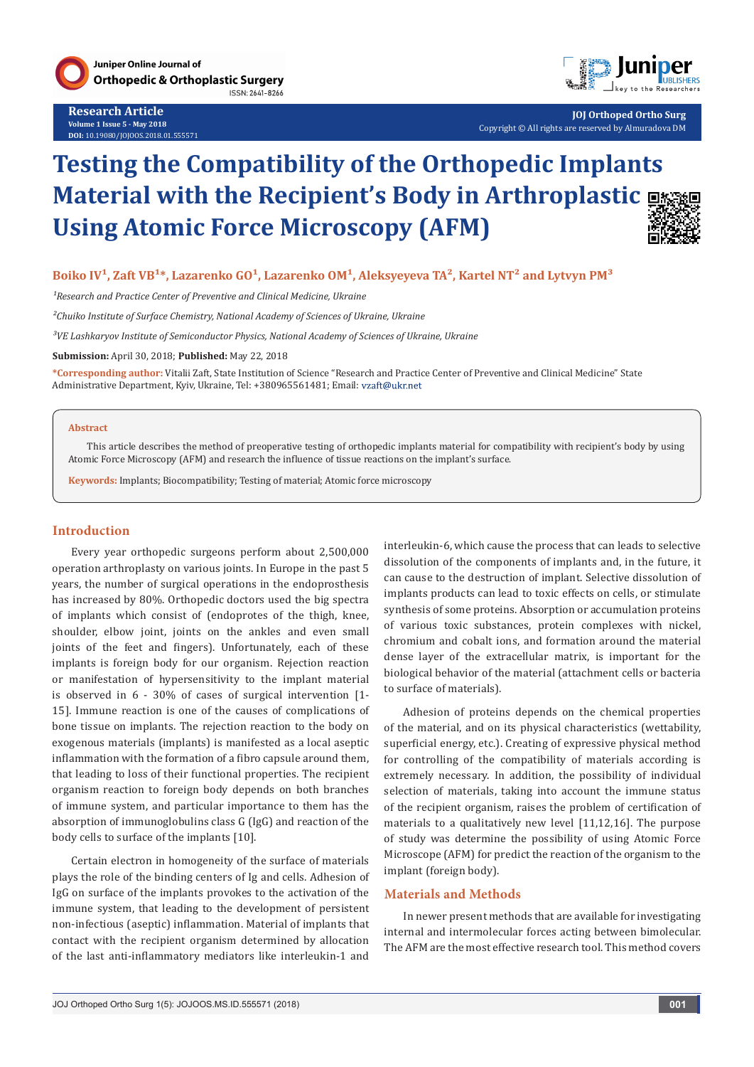# Testing the Compatibility of the Orthopedic Implants Material with the Recipient's Body in Arthroplastic Using Atomic Force Microscopy (AFM)

**Boiko IV[1], Zaft VB[1]*, Lazarenko GO[1], Lazarenko OM[1], Aleksyeyeva TA[2], Kartel NT[2] and Lytvyn PM[3]**

*[1]Research and Practice Center of Preventive and Clinical Medicine, Ukraine*

*[2]Chuiko Institute of Surface Chemistry, National Academy of Sciences of Ukraine, Ukraine*

*[3]VE Lashkaryov Institute of Semiconductor Physics, National Academy of Sciences of Ukraine, Ukraine*

**Submission:** April 30, 2018; **Published:** May 22, 2018

***Corresponding author:** Vitalii Zaft, State Institution of Science "Research and Practice Center of Preventive and Clinical Medicine" State Administrative Department, Kyiv, Ukraine, Tel: +380965561481; Email: vzaft@ukr.net

**Abstract**

This article describes the method of preoperative testing of orthopedic implants material for compatibility with recipient's body by using Atomic Force Microscopy (AFM) and research the influence of tissue reactions on the implant's surface.

**Keywords:** Implants; Biocompatibility; Testing of material; Atomic force microscopy

## Introduction

Every year orthopedic surgeons perform about 2,500,000 operation arthroplasty on various joints. In Europe in the past 5 years, the number of surgical operations in the endoprosthesis has increased by 80%. Orthopedic doctors used the big spectra of implants which consist of (endoprotes of the thigh, knee, shoulder, elbow joint, joints on the ankles and even small joints of the feet and fingers). Unfortunately, each of these implants is foreign body for our organism. Rejection reaction or manifestation of hypersensitivity to the implant material is observed in 6 - 30% of cases of surgical intervention [1-15]. Immune reaction is one of the causes of complications of bone tissue on implants. The rejection reaction to the body on exogenous materials (implants) is manifested as a local aseptic inflammation with the formation of a fibro capsule around them, that leading to loss of their functional properties. The recipient organism reaction to foreign body depends on both branches of immune system, and particular importance to them has the absorption of immunoglobulins class G (IgG) and reaction of the body cells to surface of the implants [10].

Certain electron in homogeneity of the surface of materials plays the role of the binding centers of Ig and cells. Adhesion of IgG on surface of the implants provokes to the activation of the immune system, that leading to the development of persistent non-infectious (aseptic) inflammation. Material of implants that contact with the recipient organism determined by allocation of the last anti-inflammatory mediators like interleukin-1 and interleukin-6, which cause the process that can leads to selective dissolution of the components of implants and, in the future, it can cause to the destruction of implant. Selective dissolution of implants products can lead to toxic effects on cells, or stimulate synthesis of some proteins. Absorption or accumulation proteins of various toxic substances, protein complexes with nickel, chromium and cobalt ions, and formation around the material dense layer of the extracellular matrix, is important for the biological behavior of the material (attachment cells or bacteria to surface of materials).

Adhesion of proteins depends on the chemical properties of the material, and on its physical characteristics (wettability, superficial energy, etc.). Creating of expressive physical method for controlling of the compatibility of materials according is extremely necessary. In addition, the possibility of individual selection of materials, taking into account the immune status of the recipient organism, raises the problem of certification of materials to a qualitatively new level [11,12,16]. The purpose of study was determine the possibility of using Atomic Force Microscope (AFM) for predict the reaction of the organism to the implant (foreign body).

## Materials and Methods

In newer present methods that are available for investigating internal and intermolecular forces acting between bimolecular. The AFM are the most effective research tool. This method covers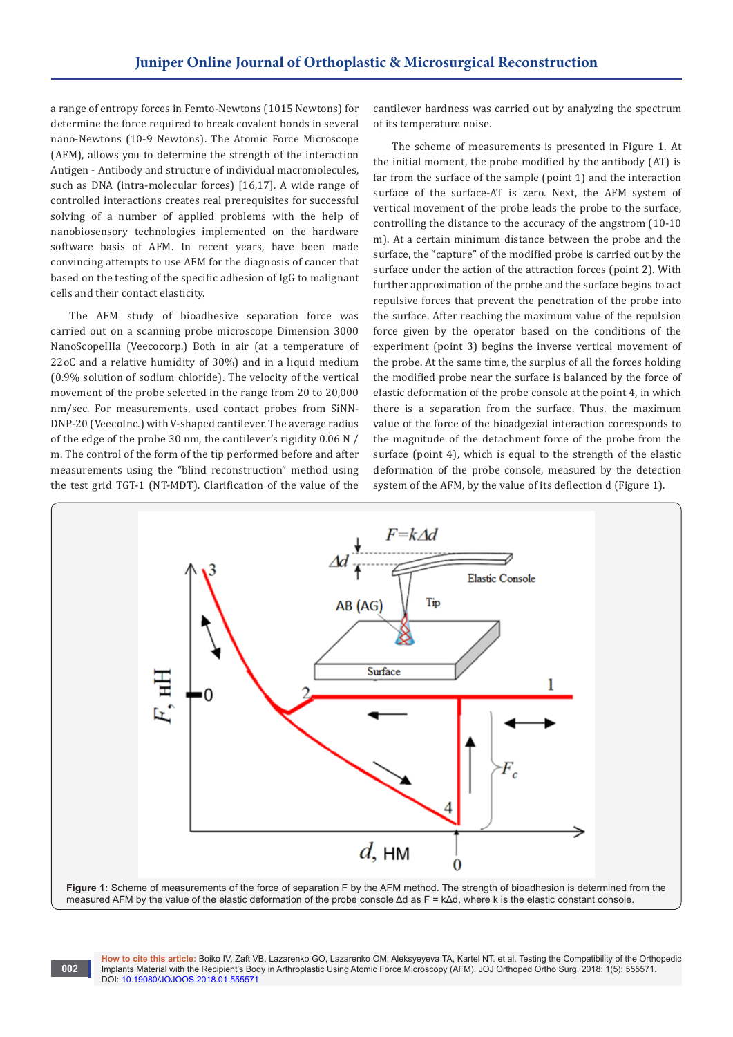a range of entropy forces in Femto-Newtons (1015 Newtons) for determine the force required to break covalent bonds in several nano-Newtons (10-9 Newtons). The Atomic Force Microscope (AFM), allows you to determine the strength of the interaction Antigen - Antibody and structure of individual macromolecules, such as DNA (intra-molecular forces) [16,17]. A wide range of controlled interactions creates real prerequisites for successful solving of a number of applied problems with the help of nanobiosensory technologies implemented on the hardware software basis of AFM. In recent years, have been made convincing attempts to use AFM for the diagnosis of cancer that based on the testing of the specific adhesion of IgG to malignant cells and their contact elasticity.

The AFM study of bioadhesive separation force was carried out on a scanning probe microscope Dimension 3000 NanoScopeIIIa (Veecocorp.) Both in air (at a temperature of 22oC and a relative humidity of 30%) and in a liquid medium (0.9% solution of sodium chloride). The velocity of the vertical movement of the probe selected in the range from 20 to 20,000 nm/sec. For measurements, used contact probes from SiNN-DNP-20 (VeecoInc.) with V-shaped cantilever. The average radius of the edge of the probe 30 nm, the cantilever's rigidity 0.06 N / m. The control of the form of the tip performed before and after measurements using the "blind reconstruction" method using the test grid TGT-1 (NT-MDT). Clarification of the value of the cantilever hardness was carried out by analyzing the spectrum of its temperature noise.

The scheme of measurements is presented in Figure 1. At the initial moment, the probe modified by the antibody (AT) is far from the surface of the sample (point 1) and the interaction surface of the surface-AT is zero. Next, the AFM system of vertical movement of the probe leads the probe to the surface, controlling the distance to the accuracy of the angstrom (10-10 m). At a certain minimum distance between the probe and the surface, the "capture" of the modified probe is carried out by the surface under the action of the attraction forces (point 2). With further approximation of the probe and the surface begins to act repulsive forces that prevent the penetration of the probe into the surface. After reaching the maximum value of the repulsion force given by the operator based on the conditions of the experiment (point 3) begins the inverse vertical movement of the probe. At the same time, the surplus of all the forces holding the modified probe near the surface is balanced by the force of elastic deformation of the probe console at the point 4, in which there is a separation from the surface. Thus, the maximum value of the force of the bioadgezial interaction corresponds to the magnitude of the detachment force of the probe from the surface (point 4), which is equal to the strength of the elastic deformation of the probe console, measured by the detection system of the AFM, by the value of its deflection d (Figure 1).

**Figure 1:** Scheme of measurements of the force of separation F by the AFM method. The strength of bioadhesion is determined from the measured AFM by the value of the elastic deformation of the probe console $\Delta d$ as $F = k\Delta d$, where k is the elastic constant console.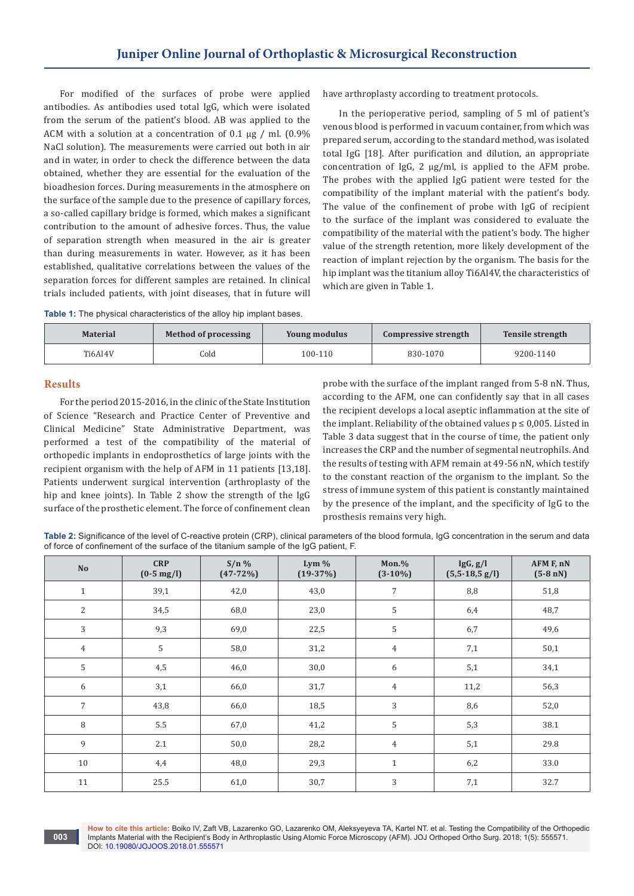For modified of the surfaces of probe were applied antibodies. As antibodies used total IgG, which were isolated from the serum of the patient's blood. AB was applied to the ACM with a solution at a concentration of 0.1 μg / ml. (0.9% NaCl solution). The measurements were carried out both in air and in water, in order to check the difference between the data obtained, whether they are essential for the evaluation of the bioadhesion forces. During measurements in the atmosphere on the surface of the sample due to the presence of capillary forces, a so-called capillary bridge is formed, which makes a significant contribution to the amount of adhesive forces. Thus, the value of separation strength when measured in the air is greater than during measurements in water. However, as it has been established, qualitative correlations between the values of the separation forces for different samples are retained. In clinical trials included patients, with joint diseases, that in future will have arthroplasty according to treatment protocols.

In the perioperative period, sampling of 5 ml of patient's venous blood is performed in vacuum container, from which was prepared serum, according to the standard method, was isolated total IgG [18]. After purification and dilution, an appropriate concentration of IgG, 2 μg/ml, is applied to the AFM probe. The probes with the applied IgG patient were tested for the compatibility of the implant material with the patient's body. The value of the confinement of probe with IgG of recipient to the surface of the implant was considered to evaluate the compatibility of the material with the patient's body. The higher value of the strength retention, more likely development of the reaction of implant rejection by the organism. The basis for the hip implant was the titanium alloy Ti6Al4V, the characteristics of which are given in Table 1.

**Table 1:** The physical characteristics of the alloy hip implant bases.

| Material | Method of processing | Young modulus | Compressive strength | Tensile strength |
|---|---|---|---|---|
| Ti6Al4V | Cold | 100-110 | 830-1070 | 9200-1140 |

## Results

For the period 2015-2016, in the clinic of the State Institution of Science "Research and Practice Center of Preventive and Clinical Medicine" State Administrative Department, was performed a test of the compatibility of the material of orthopedic implants in endoprosthetics of large joints with the recipient organism with the help of AFM in 11 patients [13,18]. Patients underwent surgical intervention (arthroplasty of the hip and knee joints). In Table 2 show the strength of the IgG surface of the prosthetic element. The force of confinement clean probe with the surface of the implant ranged from 5-8 nN. Thus, according to the AFM, one can confidently say that in all cases the recipient develops a local aseptic inflammation at the site of the implant. Reliability of the obtained values $p \leq 0,005$. Listed in Table 3 data suggest that in the course of time, the patient only increases the CRP and the number of segmental neutrophils. And the results of testing with AFM remain at 49-56 nN, which testify to the constant reaction of the organism to the implant. So the stress of immune system of this patient is constantly maintained by the presence of the implant, and the specificity of IgG to the prosthesis remains very high.

**Table 2:** Significance of the level of C-reactive protein (CRP), clinical parameters of the blood formula, IgG concentration in the serum and data of force of confinement of the surface of the titanium sample of the IgG patient, F.

| No | CRP (0-5 mg/l) | S/n % (47-72%) | Lym % (19-37%) | Mon.% (3-10%) | IgG, g/l (5,5-18,5 g/l) | AFM F, nN (5-8 nN) |
|---|---|---|---|---|---|---|
| 1 | 39,1 | 42,0 | 43,0 | 7 | 8,8 | 51,8 |
| 2 | 34,5 | 68,0 | 23,0 | 5 | 6,4 | 48,7 |
| 3 | 9,3 | 69,0 | 22,5 | 5 | 6,7 | 49,6 |
| 4 | 5 | 58,0 | 31,2 | 4 | 7,1 | 50,1 |
| 5 | 4,5 | 46,0 | 30,0 | 6 | 5,1 | 34,1 |
| 6 | 3,1 | 66,0 | 31,7 | 4 | 11,2 | 56,3 |
| 7 | 43,8 | 66,0 | 18,5 | 3 | 8,6 | 52,0 |
| 8 | 5.5 | 67,0 | 41,2 | 5 | 5,3 | 38.1 |
| 9 | 2.1 | 50,0 | 28,2 | 4 | 5,1 | 29.8 |
| 10 | 4,4 | 48,0 | 29,3 | 1 | 6,2 | 33.0 |
| 11 | 25.5 | 61,0 | 30,7 | 3 | 7,1 | 32.7 |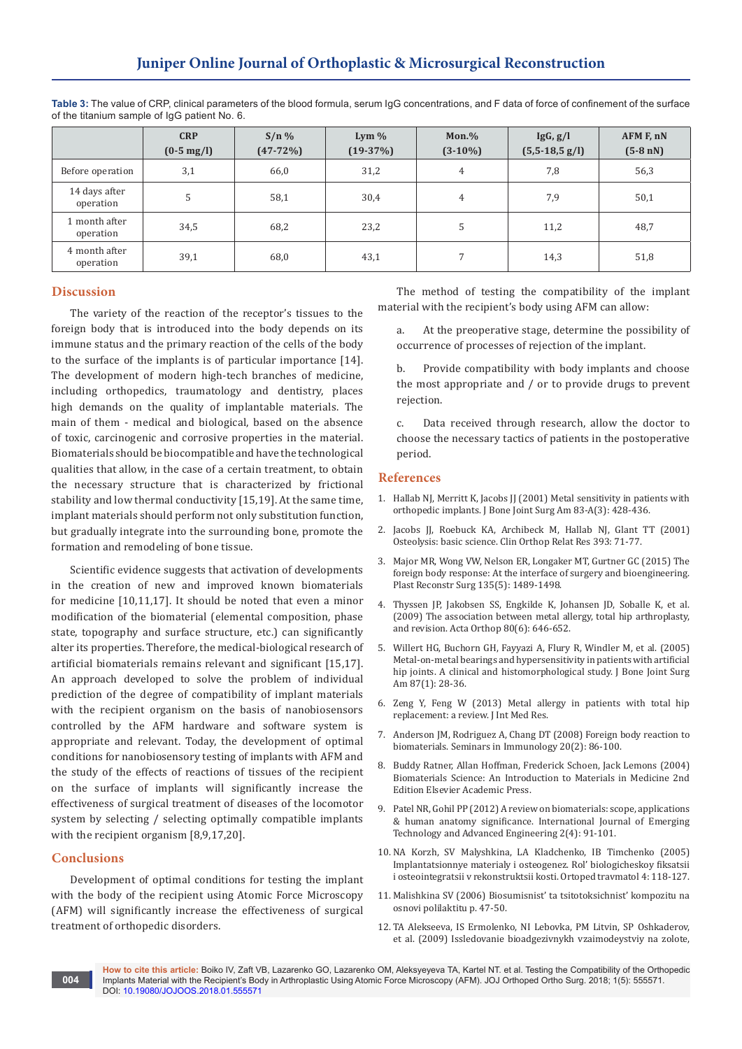**Table 3:** The value of CRP, clinical parameters of the blood formula, serum IgG concentrations, and F data of force of confinement of the surface of the titanium sample of IgG patient No. 6.

| | CRP (0-5 mg/l) | S/n % (47-72%) | Lym % (19-37%) | Mon.% (3-10%) | IgG, g/l (5,5-18,5 g/l) | AFM F, nN (5-8 nN) |
|---|---|---|---|---|---|---|
| Before operation | 3,1 | 66,0 | 31,2 | 4 | 7,8 | 56,3 |
| 14 days after operation | 5 | 58,1 | 30,4 | 4 | 7,9 | 50,1 |
| 1 month after operation | 34,5 | 68,2 | 23,2 | 5 | 11,2 | 48,7 |
| 4 month after operation | 39,1 | 68,0 | 43,1 | 7 | 14,3 | 51,8 |

## Discussion

The variety of the reaction of the receptor's tissues to the foreign body that is introduced into the body depends on its immune status and the primary reaction of the cells of the body to the surface of the implants is of particular importance [14]. The development of modern high-tech branches of medicine, including orthopedics, traumatology and dentistry, places high demands on the quality of implantable materials. The main of them - medical and biological, based on the absence of toxic, carcinogenic and corrosive properties in the material. Biomaterials should be biocompatible and have the technological qualities that allow, in the case of a certain treatment, to obtain the necessary structure that is characterized by frictional stability and low thermal conductivity [15,19]. At the same time, implant materials should perform not only substitution function, but gradually integrate into the surrounding bone, promote the formation and remodeling of bone tissue.

Scientific evidence suggests that activation of developments in the creation of new and improved known biomaterials for medicine [10,11,17]. It should be noted that even a minor modification of the biomaterial (elemental composition, phase state, topography and surface structure, etc.) can significantly alter its properties. Therefore, the medical-biological research of artificial biomaterials remains relevant and significant [15,17]. An approach developed to solve the problem of individual prediction of the degree of compatibility of implant materials with the recipient organism on the basis of nanobiosensors controlled by the AFM hardware and software system is appropriate and relevant. Today, the development of optimal conditions for nanobiosensory testing of implants with AFM and the study of the effects of reactions of tissues of the recipient on the surface of implants will significantly increase the effectiveness of surgical treatment of diseases of the locomotor system by selecting / selecting optimally compatible implants with the recipient organism [8,9,17,20].

## Conclusions

Development of optimal conditions for testing the implant with the body of the recipient using Atomic Force Microscopy (AFM) will significantly increase the effectiveness of surgical treatment of orthopedic disorders.

The method of testing the compatibility of the implant material with the recipient's body using AFM can allow:

a. At the preoperative stage, determine the possibility of occurrence of processes of rejection of the implant.

b. Provide compatibility with body implants and choose the most appropriate and / or to provide drugs to prevent rejection.

c. Data received through research, allow the doctor to choose the necessary tactics of patients in the postoperative period.

## References

1. Hallab NJ, Merritt K, Jacobs JJ (2001) Metal sensitivity in patients with orthopedic implants. J Bone Joint Surg Am 83-A(3): 428-436.
2. Jacobs JJ, Roebuck KA, Archibeck M, Hallab NJ, Glant TT (2001) Osteolysis: basic science. Clin Orthop Relat Res 393: 71-77.
3. Major MR, Wong VW, Nelson ER, Longaker MT, Gurtner GC (2015) The foreign body response: At the interface of surgery and bioengineering. Plast Reconstr Surg 135(5): 1489-1498.
4. Thyssen JP, Jakobsen SS, Engkilde K, Johansen JD, Soballe K, et al. (2009) The association between metal allergy, total hip arthroplasty, and revision. Acta Orthop 80(6): 646-652.
5. Willert HG, Buchorn GH, Fayyazi A, Flury R, Windler M, et al. (2005) Metal-on-metal bearings and hypersensitivity in patients with artificial hip joints. A clinical and histomorphological study. J Bone Joint Surg Am 87(1): 28-36.
6. Zeng Y, Feng W (2013) Metal allergy in patients with total hip replacement: a review. J Int Med Res.
7. Anderson JM, Rodriguez A, Chang DT (2008) Foreign body reaction to biomaterials. Seminars in Immunology 20(2): 86-100.
8. Buddy Ratner, Allan Hoffman, Frederick Schoen, Jack Lemons (2004) Biomaterials Science: An Introduction to Materials in Medicine 2nd Edition Elsevier Academic Press.
9. Patel NR, Gohil PP (2012) A review on biomaterials: scope, applications & human anatomy significance. International Journal of Emerging Technology and Advanced Engineering 2(4): 91-101.
10. NA Korzh, SV Malyshkina, LA Kladchenko, IB Timchenko (2005) Implantatsionnye materialy i osteogenez. Rol' biologicheskoy fiksatsii i osteointegratsii v rekonstruktsii kosti. Ortoped travmatol 4: 118-127.
11. Malishkina SV (2006) Biosumisnist' ta tsitotoksichnist' kompozitu na osnovi polilaktitu p. 47-50.
12. TA Alekseeva, IS Ermolenko, NI Lebovka, PM Litvin, SP Oshkaderov, et al. (2009) Issledovanie bioadgezivnykh vzaimodeystviy na zolote,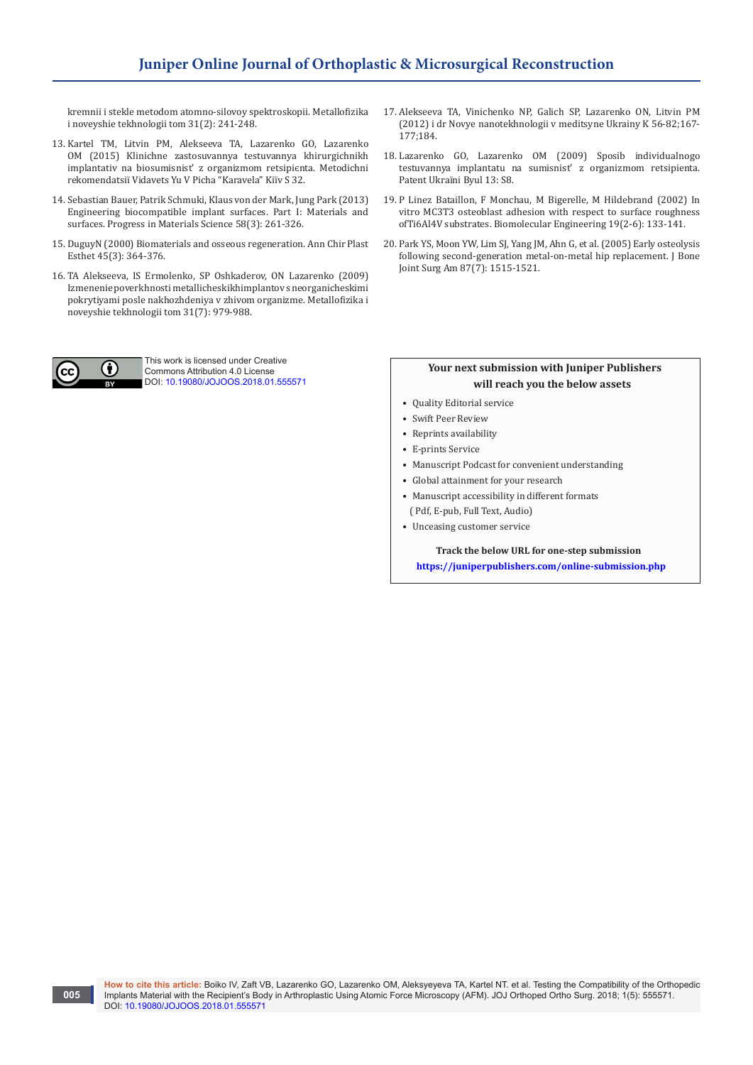kremnii i stekle metodom atomno-silovoy spektroskopii. Metallofizika i noveyshie tekhnologii tom 31(2): 241-248.

13. Kartel TM, Litvin PM, Alekseeva TA, Lazarenko GO, Lazarenko OM (2015) Klinichne zastosuvannya testuvannya khirurgichnikh implantativ na biosumisnist' z organizmom retsipienta. Metodichni rekomendatsiï Vidavets Yu V Picha "Karavela" Kiïv S 32.

14. Sebastian Bauer, Patrik Schmuki, Klaus von der Mark, Jung Park (2013) Engineering biocompatible implant surfaces. Part I: Materials and surfaces. Progress in Materials Science 58(3): 261-326.

15. DuguyN (2000) Biomaterials and osseous regeneration. Ann Chir Plast Esthet 45(3): 364-376.

16. TA Alekseeva, IS Ermolenko, SP Oshkaderov, ON Lazarenko (2009) Izmeneniepoverkhnosti metallicheskikhimplantov s neorganicheskimi pokrytiyami posle nakhozhdeniya v zhivom organizme. Metallofizika i noveyshie tekhnologii tom 31(7): 979-988.

17. Alekseeva TA, Vinichenko NP, Galich SP, Lazarenko ON, Litvin PM (2012) i dr Novye nanotekhnologii v meditsyne Ukrainy K 56-82;167-177;184.

18. Lazarenko GO, Lazarenko OM (2009) Sposib individualnogo testuvannya implantatu na sumisnist' z organizmom retsipienta. Patent Ukraïni Byul 13: S8.

19. P Linez Bataillon, F Monchau, M Bigerelle, M Hildebrand (2002) In vitro MC3T3 osteoblast adhesion with respect to surface roughness ofTi6Al4V substrates. Biomolecular Engineering 19(2-6): 133-141.

20. Park YS, Moon YW, Lim SJ, Yang JM, Ahn G, et al. (2005) Early osteolysis following second-generation metal-on-metal hip replacement. J Bone Joint Surg Am 87(7): 1515-1521.

This work is licensed under Creative Commons Attribution 4.0 License
DOI: 10.19080/JOJOOS.2018.01.555571

**Your next submission with Juniper Publishers will reach you the below assets**

- Quality Editorial service
- Swift Peer Review
- Reprints availability
- E-prints Service
- Manuscript Podcast for convenient understanding
- Global attainment for your research
- Manuscript accessibility in different formats
  ( Pdf, E-pub, Full Text, Audio)
- Unceasing customer service

**Track the below URL for one-step submission**
**https://juniperpublishers.com/online-submission.php**

**How to cite this article:** Boiko IV, Zaft VB, Lazarenko GO, Lazarenko OM, Aleksyeyeva TA, Kartel NT. et al. Testing the Compatibility of the Orthopedic Implants Material with the Recipient's Body in Arthroplastic Using Atomic Force Microscopy (AFM). JOJ Orthoped Ortho Surg. 2018; 1(5): 555571. DOI: 10.19080/JOJOOS.2018.01.555571